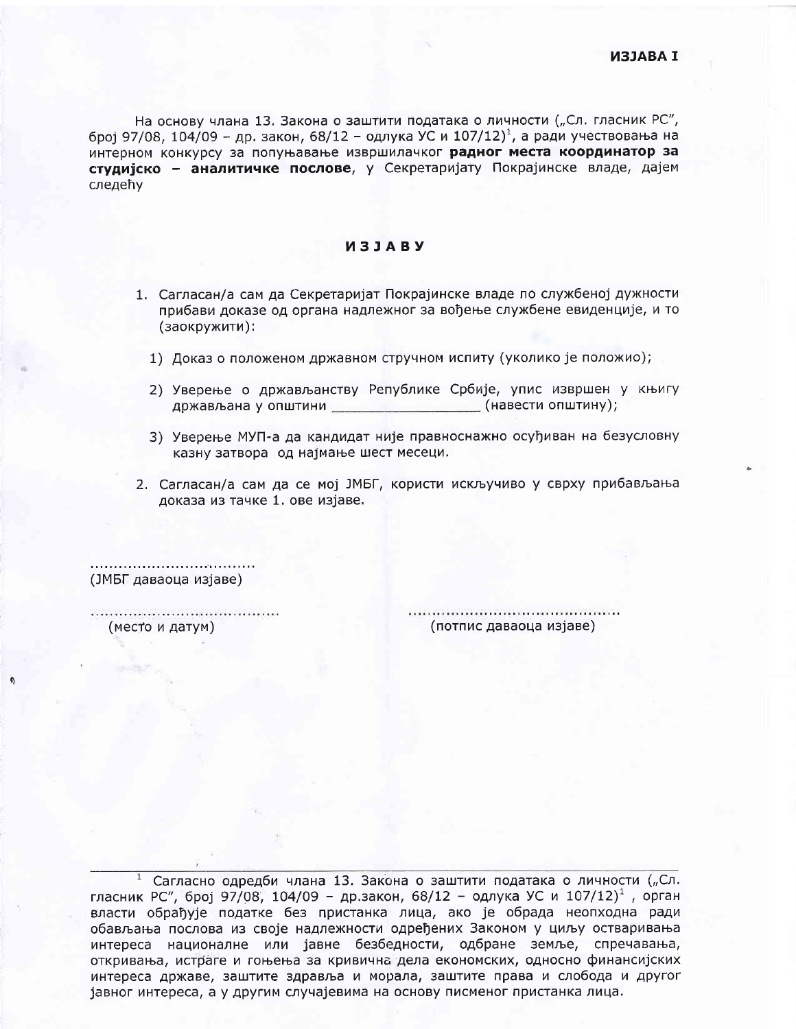**ИЗЈАВА I**

На основу члана 13. Закона о заштити података о личности („Сл. гласник РС", број 97/08, 104/09 – др. закон, 68/12 – одлука УС и 107/12)[1], а ради учествовања на интерном конкурсу за попуњавање извршилачког **радног места координатор за студијско – аналитичке послове**, у Секретаријату Покрајинске владе, дајем следећу

# ИЗЈАВУ

1. Сагласан/а сам да Секретаријат Покрајинске владе по службеној дужности прибави доказе од органа надлежног за вођење службене евиденције, и то (заокружити):
   1) Доказ о положеном државном стручном испиту (уколико је положио);
   2) Уверење о држављанству Републике Србије, упис извршен у књигу држављана у општини ________________ (навести општину);
   3) Уверење МУП-а да кандидат није правноснажно осуђиван на безусловну казну затвора од најмање шест месеци.
2. Сагласан/а сам да се мој ЈМБГ, користи искључиво у сврху прибављања доказа из тачке 1. ове изјаве.

................................
(ЈМБГ даваоца изјаве)

....................................
(место и датум)

..........................................
(потпис даваоца изјаве)

---

[1] Сагласно одредби члана 13. Закона о заштити података о личности („Сл. гласник РС", број 97/08, 104/09 – др.закон, 68/12 – одлука УС и 107/12)[1], орган власти обрађује податке без пристанка лица, ако је обрада неопходна ради обављања послова из своје надлежности одређених Законом у циљу остваривања интереса националне или јавне безбедности, одбране земље, спречавања, откривања, истраге и гоњења за кривична дела економских, односно финансијских интереса државе, заштите здравља и морала, заштите права и слобода и другог јавног интереса, а у другим случајевима на основу писменог пристанка лица.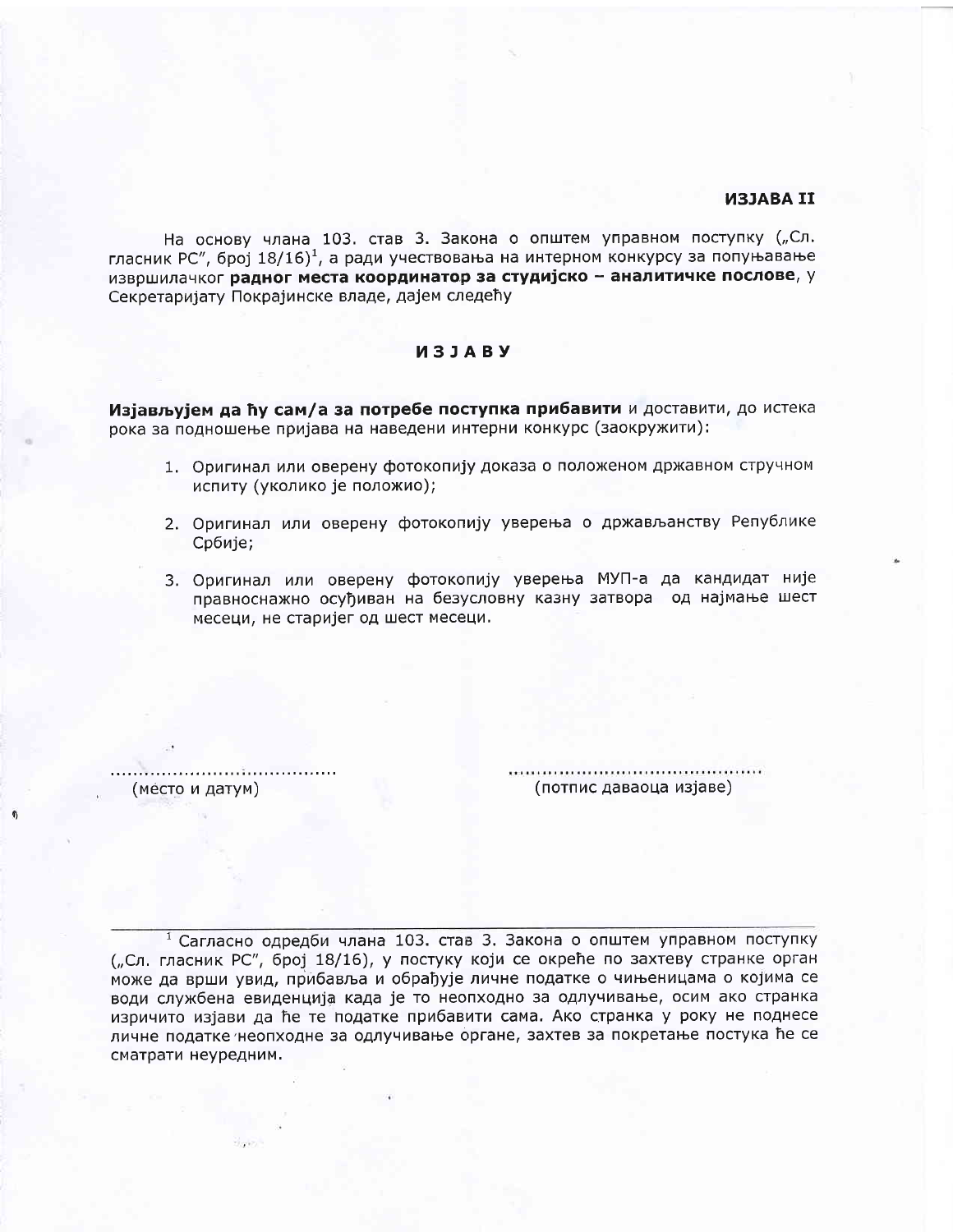**ИЗЈАВА II**

На основу члана 103. став 3. Закона о општем управном поступку („Сл. гласник РС", број 18/16)[1], а ради учествовања на интерном конкурсу за попуњавање извршилачког **радног места координатор за студијско – аналитичке послове**, у Секретаријату Покрајинске владе, дајем следећу

**ИЗЈАВУ**

**Изјављујем да ћу сам/а за потребе поступка прибавити** и доставити, до истека рока за подношење пријава на наведени интерни конкурс (заокружити):

1. Оригинал или оверену фотокопију доказа о положеном државном стручном испиту (уколико је положио);
2. Оригинал или оверену фотокопију уверења о држављанству Републике Србије;
3. Оригинал или оверену фотокопију уверења МУП-а да кандидат није правноснажно осуђиван на безусловну казну затвора од најмање шест месеци, не старијег од шест месеци.

.......................................
(место и датум)

...........................................
(потпис даваоца изјаве)

---

[1] Сагласно одредби члана 103. став 3. Закона о општем управном поступку („Сл. гласник РС", број 18/16), у постуку који се окреће по захтеву странке орган може да врши увид, прибавља и обрађује личне податке о чињеницама о којима се води службена евиденција када је то неопходно за одлучивање, осим ако странка изричито изјави да ће те податке прибавити сама. Ако странка у року не поднесе личне податке неопходне за одлучивање органе, захтев за покретање постука ће се сматрати неуредним.